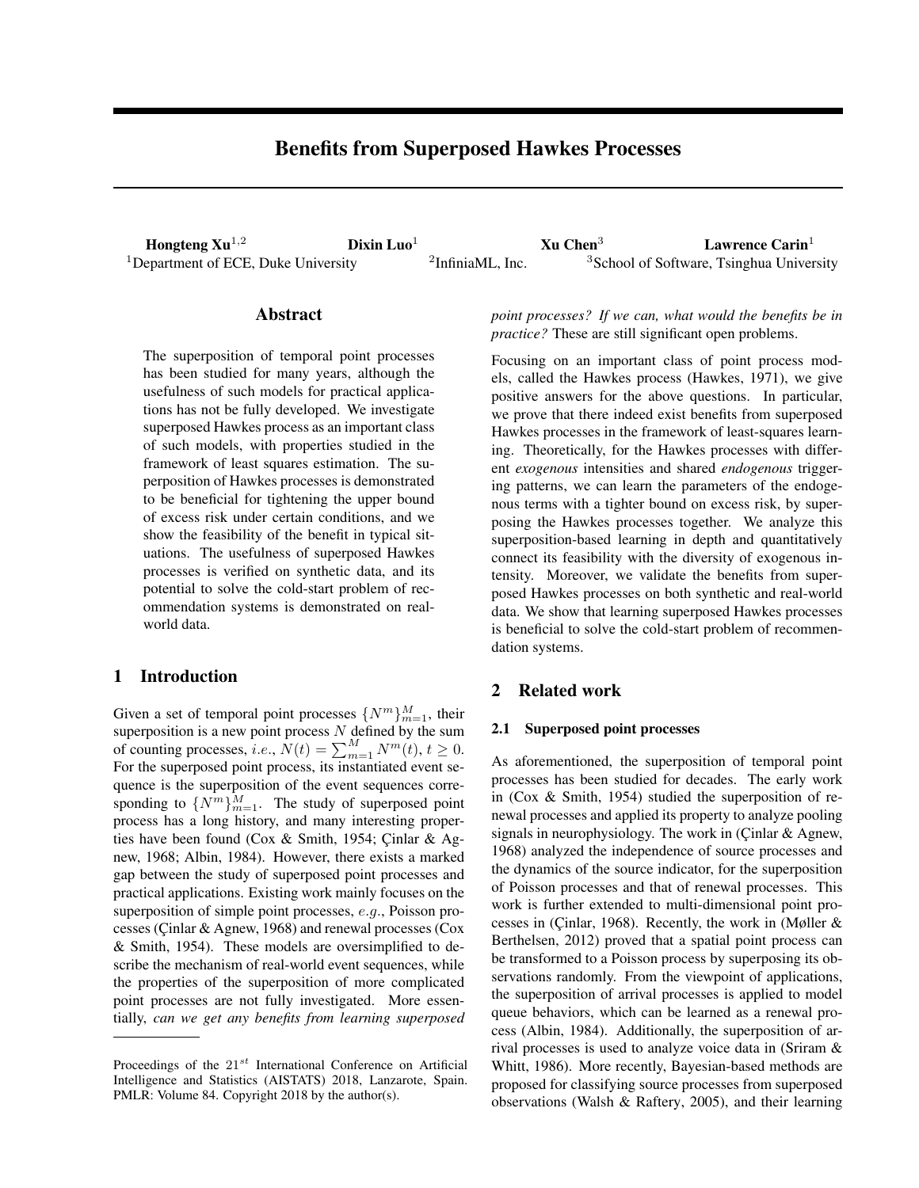# Benefits from Superposed Hawkes Processes

**Hongteng Xu**[1,2] **Dixin Luo**[1] **Xu Chen**[3] **Lawrence Carin**[1]

[1]Department of ECE, Duke University [2]InfiniaML, Inc. [3]School of Software, Tsinghua University

## Abstract

The superposition of temporal point processes has been studied for many years, although the usefulness of such models for practical applications has not be fully developed. We investigate superposed Hawkes process as an important class of such models, with properties studied in the framework of least squares estimation. The superposition of Hawkes processes is demonstrated to be beneficial for tightening the upper bound of excess risk under certain conditions, and we show the feasibility of the benefit in typical situations. The usefulness of superposed Hawkes processes is verified on synthetic data, and its potential to solve the cold-start problem of recommendation systems is demonstrated on real-world data.

## 1 Introduction

Given a set of temporal point processes $\{N^m\}_{m=1}^M$, their superposition is a new point process $N$ defined by the sum of counting processes, *i.e.*, $N(t) = \sum_{m=1}^M N^m(t)$, $t \geq 0$. For the superposed point process, its instantiated event sequence is the superposition of the event sequences corresponding to $\{N^m\}_{m=1}^M$. The study of superposed point process has a long history, and many interesting properties have been found (Cox & Smith, 1954; Çinlar & Agnew, 1968; Albin, 1984). However, there exists a marked gap between the study of superposed point processes and practical applications. Existing work mainly focuses on the superposition of simple point processes, *e.g.*, Poisson processes (Çinlar & Agnew, 1968) and renewal processes (Cox & Smith, 1954). These models are oversimplified to describe the mechanism of real-world event sequences, while the properties of the superposition of more complicated point processes are not fully investigated. More essentially, *can we get any benefits from learning superposed point processes? If we can, what would the benefits be in practice?* These are still significant open problems.

Focusing on an important class of point process models, called the Hawkes process (Hawkes, 1971), we give positive answers for the above questions. In particular, we prove that there indeed exist benefits from superposed Hawkes processes in the framework of least-squares learning. Theoretically, for the Hawkes processes with different *exogenous* intensities and shared *endogenous* triggering patterns, we can learn the parameters of the endogenous terms with a tighter bound on excess risk, by superposing the Hawkes processes together. We analyze this superposition-based learning in depth and quantitatively connect its feasibility with the diversity of exogenous intensity. Moreover, we validate the benefits from superposed Hawkes processes on both synthetic and real-world data. We show that learning superposed Hawkes processes is beneficial to solve the cold-start problem of recommendation systems.

## 2 Related work

### 2.1 Superposed point processes

As aforementioned, the superposition of temporal point processes has been studied for decades. The early work in (Cox & Smith, 1954) studied the superposition of renewal processes and applied its property to analyze pooling signals in neurophysiology. The work in (Çinlar & Agnew, 1968) analyzed the independence of source processes and the dynamics of the source indicator, for the superposition of Poisson processes and that of renewal processes. This work is further extended to multi-dimensional point processes in (Çinlar, 1968). Recently, the work in (Møller & Berthelsen, 2012) proved that a spatial point process can be transformed to a Poisson process by superposing its observations randomly. From the viewpoint of applications, the superposition of arrival processes is applied to model queue behaviors, which can be learned as a renewal process (Albin, 1984). Additionally, the superposition of arrival processes is used to analyze voice data in (Sriram & Whitt, 1986). More recently, Bayesian-based methods are proposed for classifying source processes from superposed observations (Walsh & Raftery, 2005), and their learning

Proceedings of the $21^{st}$ International Conference on Artificial Intelligence and Statistics (AISTATS) 2018, Lanzarote, Spain. PMLR: Volume 84. Copyright 2018 by the author(s).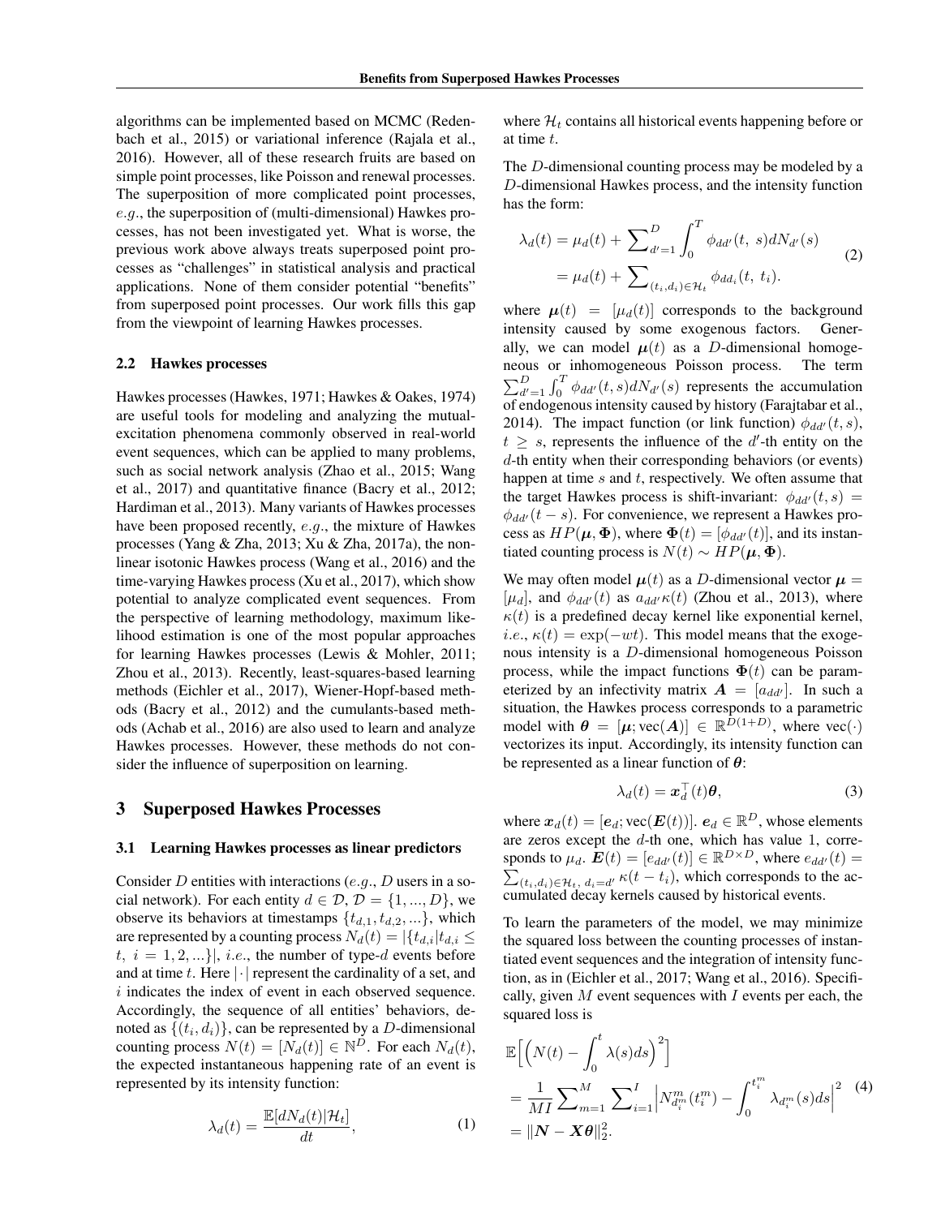algorithms can be implemented based on MCMC (Redenbach et al., 2015) or variational inference (Rajala et al., 2016). However, all of these research fruits are based on simple point processes, like Poisson and renewal processes. The superposition of more complicated point processes, *e.g.*, the superposition of (multi-dimensional) Hawkes processes, has not been investigated yet. What is worse, the previous work above always treats superposed point processes as "challenges" in statistical analysis and practical applications. None of them consider potential "benefits" from superposed point processes. Our work fills this gap from the viewpoint of learning Hawkes processes.

### 2.2 Hawkes processes

Hawkes processes (Hawkes, 1971; Hawkes & Oakes, 1974) are useful tools for modeling and analyzing the mutual-excitation phenomena commonly observed in real-world event sequences, which can be applied to many problems, such as social network analysis (Zhao et al., 2015; Wang et al., 2017) and quantitative finance (Bacry et al., 2012; Hardiman et al., 2013). Many variants of Hawkes processes have been proposed recently, *e.g.*, the mixture of Hawkes processes (Yang & Zha, 2013; Xu & Zha, 2017a), the nonlinear isotonic Hawkes process (Wang et al., 2016) and the time-varying Hawkes process (Xu et al., 2017), which show potential to analyze complicated event sequences. From the perspective of learning methodology, maximum likelihood estimation is one of the most popular approaches for learning Hawkes processes (Lewis & Mohler, 2011; Zhou et al., 2013). Recently, least-squares-based learning methods (Eichler et al., 2017), Wiener-Hopf-based methods (Bacry et al., 2012) and the cumulants-based methods (Achab et al., 2016) are also used to learn and analyze Hawkes processes. However, these methods do not consider the influence of superposition on learning.

## 3 Superposed Hawkes Processes

### 3.1 Learning Hawkes processes as linear predictors

Consider $D$ entities with interactions (*e.g.*, $D$ users in a social network). For each entity $d \in \mathcal{D}$, $\mathcal{D} = \{1, ..., D\}$, we observe its behaviors at timestamps $\{t_{d,1}, t_{d,2}, ...\}$, which are represented by a counting process $N_d(t) = |\{t_{d,i} | t_{d,i} \leq t,\ i = 1, 2, ...\}|$, *i.e.*, the number of type-$d$ events before and at time $t$. Here $|\cdot|$ represent the cardinality of a set, and $i$ indicates the index of event in each observed sequence. Accordingly, the sequence of all entities' behaviors, denoted as $\{(t_i, d_i)\}$, can be represented by a $D$-dimensional counting process $N(t) = [N_d(t)] \in \mathbb{N}^D$. For each $N_d(t)$, the expected instantaneous happening rate of an event is represented by its intensity function:

$$\lambda_d(t) = \frac{\mathbb{E}[dN_d(t)|\mathcal{H}_t]}{dt}, \tag{1}$$

where $\mathcal{H}_t$ contains all historical events happening before or at time $t$.

The $D$-dimensional counting process may be modeled by a $D$-dimensional Hawkes process, and the intensity function has the form:

$$\begin{aligned}\lambda_d(t) &= \mu_d(t) + \sum\nolimits_{d'=1}^{D} \int_0^T \phi_{dd'}(t,\ s) dN_{d'}(s) \\ &= \mu_d(t) + \sum\nolimits_{(t_i, d_i) \in \mathcal{H}_t} \phi_{dd_i}(t,\ t_i).\end{aligned} \tag{2}$$

where $\boldsymbol{\mu}(t) = [\mu_d(t)]$ corresponds to the background intensity caused by some exogenous factors. Generally, we can model $\boldsymbol{\mu}(t)$ as a $D$-dimensional homogeneous or inhomogeneous Poisson process. The term $\sum_{d'=1}^{D} \int_0^T \phi_{dd'}(t, s) dN_{d'}(s)$ represents the accumulation of endogenous intensity caused by history (Farajtabar et al., 2014). The impact function (or link function) $\phi_{dd'}(t, s)$, $t \geq s$, represents the influence of the $d'$-th entity on the $d$-th entity when their corresponding behaviors (or events) happen at time $s$ and $t$, respectively. We often assume that the target Hawkes process is shift-invariant: $\phi_{dd'}(t, s) = \phi_{dd'}(t - s)$. For convenience, we represent a Hawkes process as $HP(\boldsymbol{\mu}, \boldsymbol{\Phi})$, where $\boldsymbol{\Phi}(t) = [\phi_{dd'}(t)]$, and its instantiated counting process is $N(t) \sim HP(\boldsymbol{\mu}, \boldsymbol{\Phi})$.

We may often model $\boldsymbol{\mu}(t)$ as a $D$-dimensional vector $\boldsymbol{\mu} = [\mu_d]$, and $\phi_{dd'}(t)$ as $a_{dd'}\kappa(t)$ (Zhou et al., 2013), where $\kappa(t)$ is a predefined decay kernel like exponential kernel, *i.e.*, $\kappa(t) = \exp(-wt)$. This model means that the exogenous intensity is a $D$-dimensional homogeneous Poisson process, while the impact functions $\boldsymbol{\Phi}(t)$ can be parameterized by an infectivity matrix $\boldsymbol{A} = [a_{dd'}]$. In such a situation, the Hawkes process corresponds to a parametric model with $\boldsymbol{\theta} = [\boldsymbol{\mu}; \text{vec}(\boldsymbol{A})] \in \mathbb{R}^{D(1+D)}$, where $\text{vec}(\cdot)$ vectorizes its input. Accordingly, its intensity function can be represented as a linear function of $\boldsymbol{\theta}$:

$$\lambda_d(t) = \boldsymbol{x}_d^\top(t)\boldsymbol{\theta}, \tag{3}$$

where $\boldsymbol{x}_d(t) = [\boldsymbol{e}_d; \text{vec}(\boldsymbol{E}(t))]$. $\boldsymbol{e}_d \in \mathbb{R}^D$, whose elements are zeros except the $d$-th one, which has value 1, corresponds to $\mu_d$. $\boldsymbol{E}(t) = [e_{dd'}(t)] \in \mathbb{R}^{D \times D}$, where $e_{dd'}(t) = \sum_{(t_i, d_i) \in \mathcal{H}_t,\ d_i = d'} \kappa(t - t_i)$, which corresponds to the accumulated decay kernels caused by historical events.

To learn the parameters of the model, we may minimize the squared loss between the counting processes of instantiated event sequences and the integration of intensity function, as in (Eichler et al., 2017; Wang et al., 2016). Specifically, given $M$ event sequences with $I$ events per each, the squared loss is

$$\begin{aligned}&\mathbb{E}\Big[\Big(N(t) - \int_0^t \lambda(s) ds\Big)^2\Big] \\ &= \frac{1}{MI} \sum\nolimits_{m=1}^{M} \sum\nolimits_{i=1}^{I} \Big| N_{d_i^m}^m(t_i^m) - \int_0^{t_i^m} \lambda_{d_i^m}(s) ds \Big|^2 \\ &= \|\boldsymbol{N} - \boldsymbol{X}\boldsymbol{\theta}\|_2^2.\end{aligned} \tag{4}$$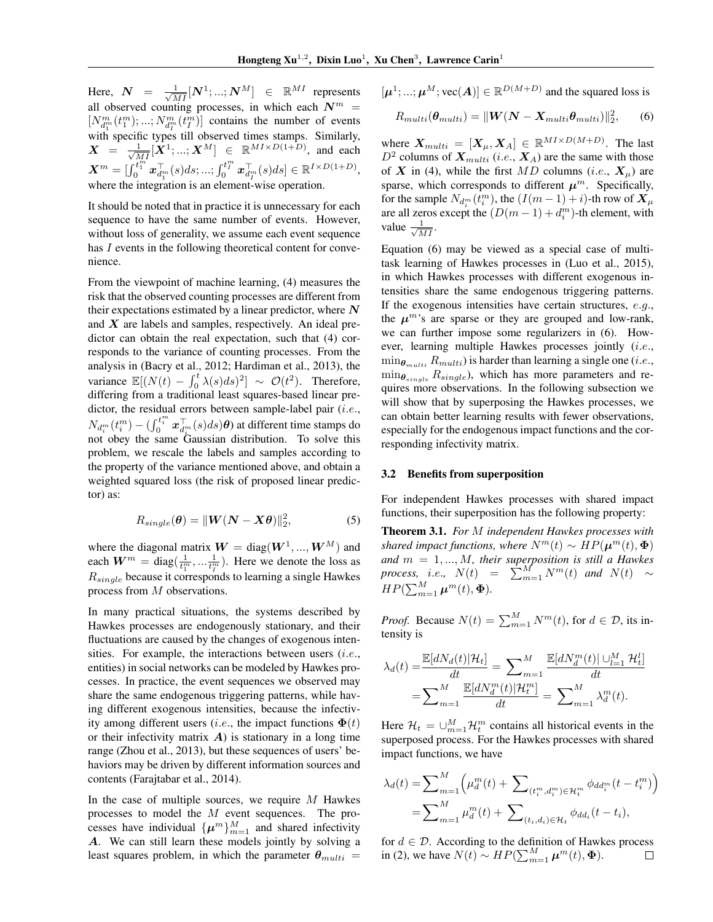Here, $\boldsymbol{N} = \frac{1}{\sqrt{MI}}[\boldsymbol{N}^1; ...; \boldsymbol{N}^M] \in \mathbb{R}^{MI}$ represents all observed counting processes, in which each $\boldsymbol{N}^m = [N^m_{d_1^m}(t_1^m); ...; N^m_{d_I^m}(t_I^m)]$ contains the number of events with specific types till observed times stamps. Similarly, $\boldsymbol{X} = \frac{1}{\sqrt{MI}}[\boldsymbol{X}^1; ...; \boldsymbol{X}^M] \in \mathbb{R}^{MI \times D(1+D)}$, and each $\boldsymbol{X}^m = [\int_0^{t_1^m} \boldsymbol{x}^\top_{d_1^m}(s)ds; ...; \int_0^{t_I^m} \boldsymbol{x}^\top_{d_I^m}(s)ds] \in \mathbb{R}^{I \times D(1+D)}$, where the integration is an element-wise operation.

It should be noted that in practice it is unnecessary for each sequence to have the same number of events. However, without loss of generality, we assume each event sequence has $I$ events in the following theoretical content for convenience.

From the viewpoint of machine learning, (4) measures the risk that the observed counting processes are different from their expectations estimated by a linear predictor, where $\boldsymbol{N}$ and $\boldsymbol{X}$ are labels and samples, respectively. An ideal predictor can obtain the real expectation, such that (4) corresponds to the variance of counting processes. From the analysis in (Bacry et al., 2012; Hardiman et al., 2013), the variance $\mathbb{E}[(N(t) - \int_0^t \lambda(s)ds)^2] \sim \mathcal{O}(t^2)$. Therefore, differing from a traditional least squares-based linear predictor, the residual errors between sample-label pair (*i.e.*, $N_{d_i^m}(t_i^m) - (\int_0^{t_i^m} \boldsymbol{x}^\top_{d_i^m}(s)ds)\boldsymbol{\theta}$) at different time stamps do not obey the same Gaussian distribution. To solve this problem, we rescale the labels and samples according to the property of the variance mentioned above, and obtain a weighted squared loss (the risk of proposed linear predictor) as:

$$R_{single}(\boldsymbol{\theta}) = \|\boldsymbol{W}(\boldsymbol{N} - \boldsymbol{X}\boldsymbol{\theta})\|_2^2, \tag{5}$$

where the diagonal matrix $\boldsymbol{W} = \text{diag}(\boldsymbol{W}^1, ..., \boldsymbol{W}^M)$ and each $\boldsymbol{W}^m = \text{diag}(\frac{1}{t_1^m}, ... \frac{1}{t_I^m})$. Here we denote the loss as $R_{single}$ because it corresponds to learning a single Hawkes process from $M$ observations.

In many practical situations, the systems described by Hawkes processes are endogenously stationary, and their fluctuations are caused by the changes of exogenous intensities. For example, the interactions between users (*i.e.*, entities) in social networks can be modeled by Hawkes processes. In practice, the event sequences we observed may share the same endogenous triggering patterns, while having different exogenous intensities, because the infectivity among different users (*i.e.*, the impact functions $\boldsymbol{\Phi}(t)$ or their infectivity matrix $\boldsymbol{A}$) is stationary in a long time range (Zhou et al., 2013), but these sequences of users' behaviors may be driven by different information sources and contents (Farajtabar et al., 2014).

In the case of multiple sources, we require $M$ Hawkes processes to model the $M$ event sequences. The processes have individual $\{\boldsymbol{\mu}^m\}_{m=1}^M$ and shared infectivity $\boldsymbol{A}$. We can still learn these models jointly by solving a least squares problem, in which the parameter $\boldsymbol{\theta}_{multi} = [\boldsymbol{\mu}^1; ...; \boldsymbol{\mu}^M; \text{vec}(\boldsymbol{A})] \in \mathbb{R}^{D(M+D)}$ and the squared loss is

$$R_{multi}(\boldsymbol{\theta}_{multi}) = \|\boldsymbol{W}(\boldsymbol{N} - \boldsymbol{X}_{multi}\boldsymbol{\theta}_{multi})\|_2^2, \tag{6}$$

where $\boldsymbol{X}_{multi} = [\boldsymbol{X}_\mu, \boldsymbol{X}_A] \in \mathbb{R}^{MI \times D(M+D)}$. The last $D^2$ columns of $\boldsymbol{X}_{multi}$ (*i.e.*, $\boldsymbol{X}_A$) are the same with those of $\boldsymbol{X}$ in (4), while the first $MD$ columns (*i.e.*, $\boldsymbol{X}_\mu$) are sparse, which corresponds to different $\boldsymbol{\mu}^m$. Specifically, for the sample $N_{d_i^m}(t_i^m)$, the $(I(m-1)+i)$-th row of $\boldsymbol{X}_\mu$ are all zeros except the $(D(m-1)+d_i^m)$-th element, with value $\frac{1}{\sqrt{MI}}$.

Equation (6) may be viewed as a special case of multi-task learning of Hawkes processes in (Luo et al., 2015), in which Hawkes processes with different exogenous intensities share the same endogenous triggering patterns. If the exogenous intensities have certain structures, *e.g.*, the $\boldsymbol{\mu}^m$'s are sparse or they are grouped and low-rank, we can further impose some regularizers in (6). However, learning multiple Hawkes processes jointly (*i.e.*, $\min_{\boldsymbol{\theta}_{multi}} R_{multi}$) is harder than learning a single one (*i.e.*, $\min_{\boldsymbol{\theta}_{single}} R_{single}$), which has more parameters and requires more observations. In the following subsection we will show that by superposing the Hawkes processes, we can obtain better learning results with fewer observations, especially for the endogenous impact functions and the corresponding infectivity matrix.

### 3.2 Benefits from superposition

For independent Hawkes processes with shared impact functions, their superposition has the following property:

**Theorem 3.1.** *For $M$ independent Hawkes processes with shared impact functions, where $N^m(t) \sim HP(\boldsymbol{\mu}^m(t), \boldsymbol{\Phi})$ and $m = 1, ..., M$, their superposition is still a Hawkes process, i.e., $N(t) = \sum_{m=1}^M N^m(t)$ and $N(t) \sim HP(\sum_{m=1}^M \boldsymbol{\mu}^m(t), \boldsymbol{\Phi})$.*

*Proof.* Because $N(t) = \sum_{m=1}^M N^m(t)$, for $d \in \mathcal{D}$, its intensity is

$$\begin{aligned}\lambda_d(t) =& \frac{\mathbb{E}[dN_d(t)|\mathcal{H}_t]}{dt} = \sum_{m=1}^M \frac{\mathbb{E}[dN_d^m(t)|\cup_{l=1}^M \mathcal{H}_t^l]}{dt} \\ =& \sum_{m=1}^M \frac{\mathbb{E}[dN_d^m(t)|\mathcal{H}_t^m]}{dt} = \sum_{m=1}^M \lambda_d^m(t).\end{aligned}$$

Here $\mathcal{H}_t = \cup_{m=1}^M \mathcal{H}_t^m$ contains all historical events in the superposed process. For the Hawkes processes with shared impact functions, we have

$$\begin{aligned}\lambda_d(t) =& \sum_{m=1}^M \Big(\mu_d^m(t) + \sum_{(t_i^m, d_i^m) \in \mathcal{H}_t^m} \phi_{dd_i^m}(t - t_i^m)\Big) \\ =& \sum_{m=1}^M \mu_d^m(t) + \sum_{(t_i, d_i) \in \mathcal{H}_t} \phi_{dd_i}(t - t_i),\end{aligned}$$

for $d \in \mathcal{D}$. According to the definition of Hawkes process in (2), we have $N(t) \sim HP(\sum_{m=1}^M \boldsymbol{\mu}^m(t), \boldsymbol{\Phi})$. $\square$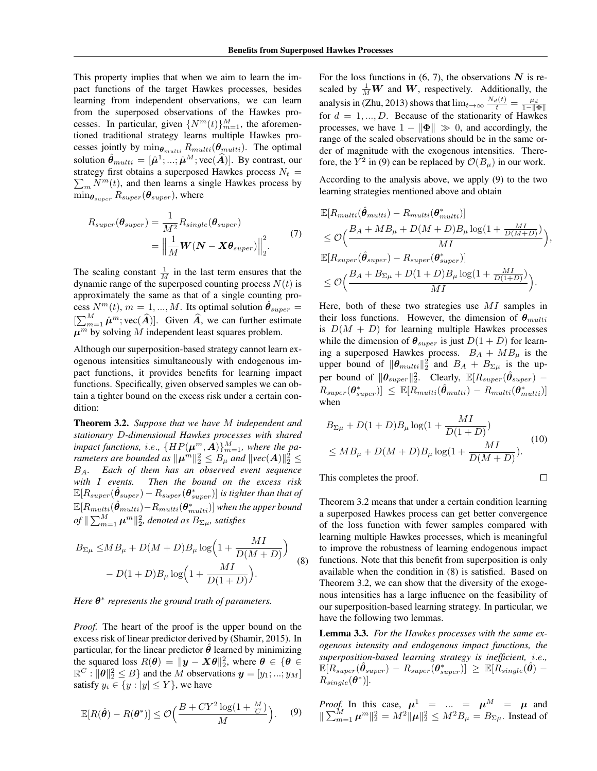This property implies that when we aim to learn the impact functions of the target Hawkes processes, besides learning from independent observations, we can learn from the superposed observations of the Hawkes processes. In particular, given $\{N^m(t)\}_{m=1}^M$, the aforementioned traditional strategy learns multiple Hawkes processes jointly by $\min_{\boldsymbol{\theta}_{multi}} R_{multi}(\boldsymbol{\theta}_{multi})$. The optimal solution $\hat{\boldsymbol{\theta}}_{multi} = [\hat{\boldsymbol{\mu}}^1; ...; \hat{\boldsymbol{\mu}}^M; \text{vec}(\widehat{\boldsymbol{A}})]$. By contrast, our strategy first obtains a superposed Hawkes process $N_t = \sum_m N^m(t)$, and then learns a single Hawkes process by $\min_{\boldsymbol{\theta}_{super}} R_{super}(\boldsymbol{\theta}_{super})$, where

$$
\begin{aligned}
R_{super}(\boldsymbol{\theta}_{super}) &= \frac{1}{M^2} R_{single}(\boldsymbol{\theta}_{super}) \\
&= \Big\| \frac{1}{M} \boldsymbol{W}(\boldsymbol{N} - \boldsymbol{X}\boldsymbol{\theta}_{super}) \Big\|_2^2.
\end{aligned} \tag{7}
$$

The scaling constant $\frac{1}{M}$ in the last term ensures that the dynamic range of the superposed counting process $N(t)$ is approximately the same as that of a single counting process $N^m(t)$, $m = 1, ..., M$. Its optimal solution $\hat{\boldsymbol{\theta}}_{super} = [\sum_{m=1}^M \hat{\boldsymbol{\mu}}^m; \text{vec}(\widehat{\boldsymbol{A}})]$. Given $\widehat{\boldsymbol{A}}$, we can further estimate $\boldsymbol{\mu}^m$ by solving $M$ independent least squares problem.

Although our superposition-based strategy cannot learn exogenous intensities simultaneously with endogenous impact functions, it provides benefits for learning impact functions. Specifically, given observed samples we can obtain a tighter bound on the excess risk under a certain condition:

**Theorem 3.2.** *Suppose that we have $M$ independent and stationary $D$-dimensional Hawkes processes with shared impact functions, i.e., $\{HP(\boldsymbol{\mu}^m, \boldsymbol{A})\}_{m=1}^M$, where the parameters are bounded as $\|\boldsymbol{\mu}^m\|_2^2 \leq B_\mu$ and $\|vec(\boldsymbol{A})\|_2^2 \leq B_A$. Each of them has an observed event sequence with $I$ events. Then the bound on the excess risk $\mathbb{E}[R_{super}(\hat{\boldsymbol{\theta}}_{super}) - R_{super}(\boldsymbol{\theta}^*_{super})]$ is tighter than that of $\mathbb{E}[R_{multi}(\hat{\boldsymbol{\theta}}_{multi}) - R_{multi}(\boldsymbol{\theta}^*_{multi})]$ when the upper bound of $\|\sum_{m=1}^M \boldsymbol{\mu}^m\|_2^2$, denoted as $B_{\Sigma\mu}$, satisfies*

$$
\begin{aligned}
B_{\Sigma\mu} \leq & M B_\mu + D(M+D) B_\mu \log\Big(1 + \frac{MI}{D(M+D)}\Big) \\
& - D(1+D) B_\mu \log\Big(1 + \frac{MI}{D(1+D)}\Big).
\end{aligned} \tag{8}
$$

*Here $\boldsymbol{\theta}^*$ represents the ground truth of parameters.*

*Proof.* The heart of the proof is the upper bound on the excess risk of linear predictor derived by (Shamir, 2015). In particular, for the linear predictor $\hat{\boldsymbol{\theta}}$ learned by minimizing the squared loss $R(\boldsymbol{\theta}) = \|\boldsymbol{y} - \boldsymbol{X}\boldsymbol{\theta}\|_2^2$, where $\boldsymbol{\theta} \in \{\boldsymbol{\theta} \in \mathbb{R}^C : \|\boldsymbol{\theta}\|_2^2 \leq B\}$ and the $M$ observations $\boldsymbol{y} = [y_1; ...; y_M]$ satisfy $y_i \in \{y : |y| \leq Y\}$, we have

$$
\mathbb{E}[R(\hat{\boldsymbol{\theta}}) - R(\boldsymbol{\theta}^*)] \leq \mathcal{O}\Big(\frac{B + CY^2 \log(1 + \frac{M}{C})}{M}\Big). \tag{9}
$$

For the loss functions in (6, 7), the observations $\boldsymbol{N}$ is rescaled by $\frac{1}{M}\boldsymbol{W}$ and $\boldsymbol{W}$, respectively. Additionally, the analysis in (Zhu, 2013) shows that $\lim_{t\to\infty} \frac{N_d(t)}{t} = \frac{\mu_d}{1 - \|\boldsymbol{\Phi}\|}$ for $d = 1, ..., D$. Because of the stationarity of Hawkes processes, we have $1 - \|\boldsymbol{\Phi}\| \gg 0$, and accordingly, the range of the scaled observations should be in the same order of magnitude with the exogenous intensities. Therefore, the $Y^2$ in (9) can be replaced by $\mathcal{O}(B_\mu)$ in our work.

According to the analysis above, we apply (9) to the two learning strategies mentioned above and obtain

$$
\begin{aligned}
&\mathbb{E}[R_{multi}(\hat{\boldsymbol{\theta}}_{multi}) - R_{multi}(\boldsymbol{\theta}^*_{multi})] \\
&\quad \leq \mathcal{O}\Big(\frac{B_A + MB_\mu + D(M+D)B_\mu \log(1 + \frac{MI}{D(M+D)})}{MI}\Big), \\
&\mathbb{E}[R_{super}(\hat{\boldsymbol{\theta}}_{super}) - R_{super}(\boldsymbol{\theta}^*_{super})] \\
&\quad \leq \mathcal{O}\Big(\frac{B_A + B_{\Sigma\mu} + D(1+D)B_\mu \log(1 + \frac{MI}{D(1+D)})}{MI}\Big).
\end{aligned}
$$

Here, both of these two strategies use $MI$ samples in their loss functions. However, the dimension of $\boldsymbol{\theta}_{multi}$ is $D(M+D)$ for learning multiple Hawkes processes while the dimension of $\boldsymbol{\theta}_{super}$ is just $D(1+D)$ for learning a superposed Hawkes process. $B_A + MB_\mu$ is the upper bound of $\|\boldsymbol{\theta}_{multi}\|_2^2$ and $B_A + B_{\Sigma\mu}$ is the upper bound of $\|\boldsymbol{\theta}_{super}\|_2^2$. Clearly, $\mathbb{E}[R_{super}(\hat{\boldsymbol{\theta}}_{super}) - R_{super}(\boldsymbol{\theta}^*_{super})] \leq \mathbb{E}[R_{multi}(\hat{\boldsymbol{\theta}}_{multi}) - R_{multi}(\boldsymbol{\theta}^*_{multi})]$ when

$$
\begin{aligned}
& B_{\Sigma\mu} + D(1+D)B_\mu \log(1 + \frac{MI}{D(1+D)}) \\
& \leq MB_\mu + D(M+D)B_\mu \log(1 + \frac{MI}{D(M+D)}).
\end{aligned} \tag{10}
$$

This completes the proof. $\square$

Theorem 3.2 means that under a certain condition learning a superposed Hawkes process can get better convergence of the loss function with fewer samples compared with learning multiple Hawkes processes, which is meaningful to improve the robustness of learning endogenous impact functions. Note that this benefit from superposition is only available when the condition in (8) is satisfied. Based on Theorem 3.2, we can show that the diversity of the exogenous intensities has a large influence on the feasibility of our superposition-based learning strategy. In particular, we have the following two lemmas.

**Lemma 3.3.** *For the Hawkes processes with the same exogenous intensity and endogenous impact functions, the superposition-based learning strategy is inefficient, i.e., $\mathbb{E}[R_{super}(\hat{\boldsymbol{\theta}}_{super}) - R_{super}(\boldsymbol{\theta}^*_{super})] \geq \mathbb{E}[R_{single}(\hat{\boldsymbol{\theta}}) - R_{single}(\boldsymbol{\theta}^*)]$.*

*Proof.* In this case, $\boldsymbol{\mu}^1 = ... = \boldsymbol{\mu}^M = \boldsymbol{\mu}$ and $\|\sum_{m=1}^M \boldsymbol{\mu}^m\|_2^2 = M^2\|\boldsymbol{\mu}\|_2^2 \leq M^2 B_\mu = B_{\Sigma\mu}$. Instead of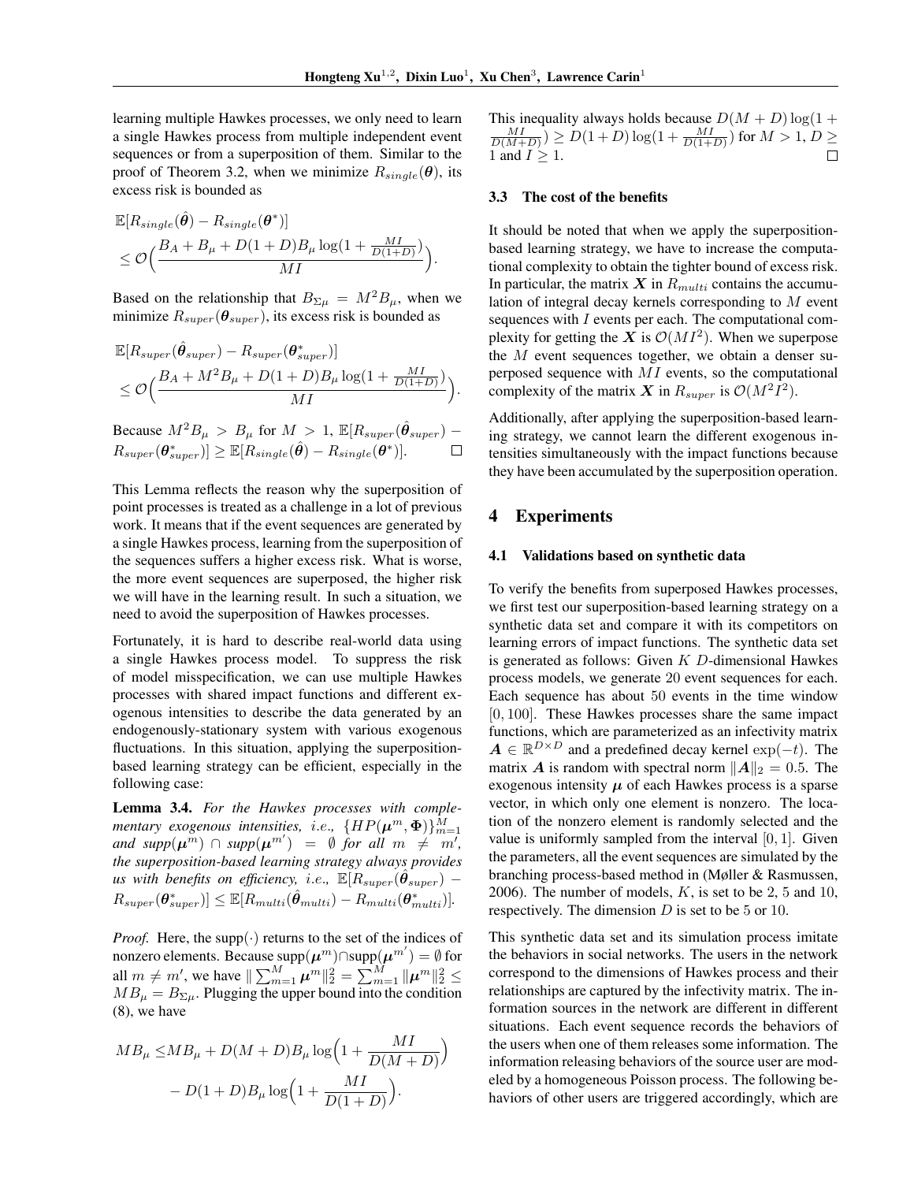learning multiple Hawkes processes, we only need to learn a single Hawkes process from multiple independent event sequences or from a superposition of them. Similar to the proof of Theorem 3.2, when we minimize $R_{single}(\boldsymbol{\theta})$, its excess risk is bounded as

$$
\begin{aligned}
&\mathbb{E}[R_{single}(\hat{\boldsymbol{\theta}}) - R_{single}(\boldsymbol{\theta}^*)] \\
&\leq \mathcal{O}\Big(\frac{B_A + B_\mu + D(1+D)B_\mu \log(1+\frac{MI}{D(1+D)})}{MI}\Big).
\end{aligned}
$$

Based on the relationship that $B_{\Sigma\mu} = M^2 B_\mu$, when we minimize $R_{super}(\boldsymbol{\theta}_{super})$, its excess risk is bounded as

$$
\begin{aligned}
&\mathbb{E}[R_{super}(\hat{\boldsymbol{\theta}}_{super}) - R_{super}(\boldsymbol{\theta}^*_{super})] \\
&\leq \mathcal{O}\Big(\frac{B_A + M^2 B_\mu + D(1+D)B_\mu \log(1+\frac{MI}{D(1+D)})}{MI}\Big).
\end{aligned}
$$

Because $M^2 B_\mu > B_\mu$ for $M > 1$, $\mathbb{E}[R_{super}(\hat{\boldsymbol{\theta}}_{super}) - R_{super}(\boldsymbol{\theta}^*_{super})] \geq \mathbb{E}[R_{single}(\hat{\boldsymbol{\theta}}) - R_{single}(\boldsymbol{\theta}^*)]$. □

This Lemma reflects the reason why the superposition of point processes is treated as a challenge in a lot of previous work. It means that if the event sequences are generated by a single Hawkes process, learning from the superposition of the sequences suffers a higher excess risk. What is worse, the more event sequences are superposed, the higher risk we will have in the learning result. In such a situation, we need to avoid the superposition of Hawkes processes.

Fortunately, it is hard to describe real-world data using a single Hawkes process model. To suppress the risk of model misspecification, we can use multiple Hawkes processes with shared impact functions and different exogenous intensities to describe the data generated by an endogenously-stationary system with various exogenous fluctuations. In this situation, applying the superposition-based learning strategy can be efficient, especially in the following case:

**Lemma 3.4.** *For the Hawkes processes with complementary exogenous intensities, i.e., $\{HP(\boldsymbol{\mu}^m, \boldsymbol{\Phi})\}_{m=1}^M$ and $supp(\boldsymbol{\mu}^m) \cap supp(\boldsymbol{\mu}^{m'}) = \emptyset$ for all $m \neq m'$, the superposition-based learning strategy always provides us with benefits on efficiency, i.e., $\mathbb{E}[R_{super}(\hat{\boldsymbol{\theta}}_{super}) - R_{super}(\boldsymbol{\theta}^*_{super})] \leq \mathbb{E}[R_{multi}(\hat{\boldsymbol{\theta}}_{multi}) - R_{multi}(\boldsymbol{\theta}^*_{multi})]$.*

*Proof.* Here, the supp$(\cdot)$ returns to the set of the indices of nonzero elements. Because supp$(\boldsymbol{\mu}^m) \cap$supp$(\boldsymbol{\mu}^{m'}) = \emptyset$ for all $m \neq m'$, we have $\|\sum_{m=1}^M \boldsymbol{\mu}^m\|_2^2 = \sum_{m=1}^M \|\boldsymbol{\mu}^m\|_2^2 \leq MB_\mu = B_{\Sigma\mu}$. Plugging the upper bound into the condition (8), we have

$$
\begin{aligned}
MB_\mu \leq & MB_\mu + D(M+D)B_\mu \log\Big(1+\frac{MI}{D(M+D)}\Big) \\
& - D(1+D)B_\mu \log\Big(1+\frac{MI}{D(1+D)}\Big).
\end{aligned}
$$

This inequality always holds because $D(M+D)\log(1+\frac{MI}{D(M+D)}) \geq D(1+D)\log(1+\frac{MI}{D(1+D)})$ for $M > 1$, $D \geq 1$ and $I \geq 1$. □

### 3.3 The cost of the benefits

It should be noted that when we apply the superposition-based learning strategy, we have to increase the computational complexity to obtain the tighter bound of excess risk. In particular, the matrix $\boldsymbol{X}$ in $R_{multi}$ contains the accumulation of integral decay kernels corresponding to $M$ event sequences with $I$ events per each. The computational complexity for getting the $\boldsymbol{X}$ is $\mathcal{O}(MI^2)$. When we superpose the $M$ event sequences together, we obtain a denser superposed sequence with $MI$ events, so the computational complexity of the matrix $\boldsymbol{X}$ in $R_{super}$ is $\mathcal{O}(M^2 I^2)$.

Additionally, after applying the superposition-based learning strategy, we cannot learn the different exogenous intensities simultaneously with the impact functions because they have been accumulated by the superposition operation.

## 4 Experiments

### 4.1 Validations based on synthetic data

To verify the benefits from superposed Hawkes processes, we first test our superposition-based learning strategy on a synthetic data set and compare it with its competitors on learning errors of impact functions. The synthetic data set is generated as follows: Given $K$ $D$-dimensional Hawkes process models, we generate 20 event sequences for each. Each sequence has about 50 events in the time window $[0, 100]$. These Hawkes processes share the same impact functions, which are parameterized as an infectivity matrix $\boldsymbol{A} \in \mathbb{R}^{D\times D}$ and a predefined decay kernel $\exp(-t)$. The matrix $\boldsymbol{A}$ is random with spectral norm $\|\boldsymbol{A}\|_2 = 0.5$. The exogenous intensity $\boldsymbol{\mu}$ of each Hawkes process is a sparse vector, in which only one element is nonzero. The location of the nonzero element is randomly selected and the value is uniformly sampled from the interval $[0, 1]$. Given the parameters, all the event sequences are simulated by the branching process-based method in (Møller & Rasmussen, 2006). The number of models, $K$, is set to be 2, 5 and 10, respectively. The dimension $D$ is set to be 5 or 10.

This synthetic data set and its simulation process imitate the behaviors in social networks. The users in the network correspond to the dimensions of Hawkes process and their relationships are captured by the infectivity matrix. The information sources in the network are different in different situations. Each event sequence records the behaviors of the users when one of them releases some information. The information releasing behaviors of the source user are modeled by a homogeneous Poisson process. The following behaviors of other users are triggered accordingly, which are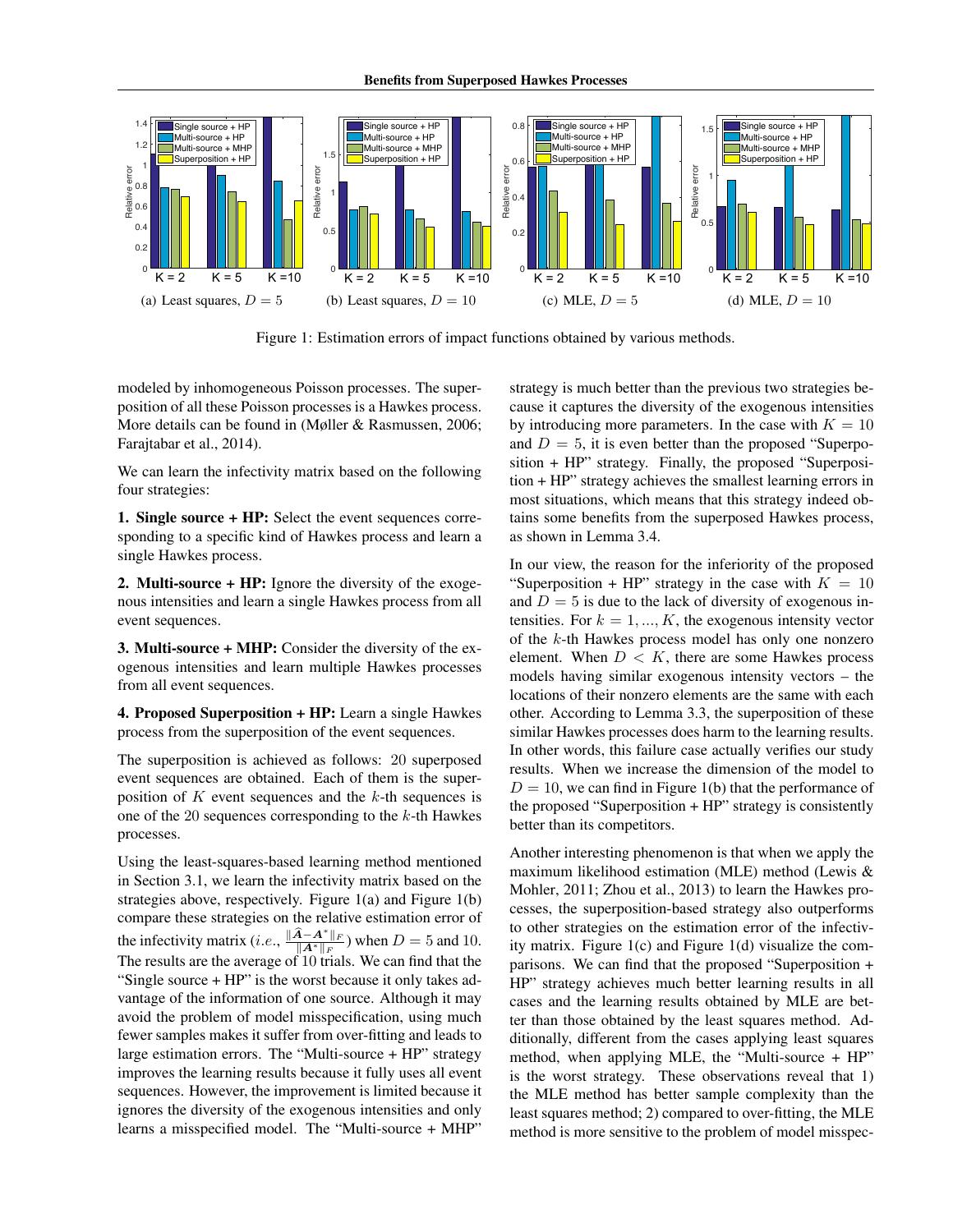Figure 1: Estimation errors of impact functions obtained by various methods.

(a) Least squares, $D = 5$ (b) Least squares, $D = 10$ (c) MLE, $D = 5$ (d) MLE, $D = 10$

modeled by inhomogeneous Poisson processes. The superposition of all these Poisson processes is a Hawkes process. More details can be found in (Møller & Rasmussen, 2006; Farajtabar et al., 2014).

We can learn the infectivity matrix based on the following four strategies:

**1. Single source + HP:** Select the event sequences corresponding to a specific kind of Hawkes process and learn a single Hawkes process.

**2. Multi-source + HP:** Ignore the diversity of the exogenous intensities and learn a single Hawkes process from all event sequences.

**3. Multi-source + MHP:** Consider the diversity of the exogenous intensities and learn multiple Hawkes processes from all event sequences.

**4. Proposed Superposition + HP:** Learn a single Hawkes process from the superposition of the event sequences.

The superposition is achieved as follows: 20 superposed event sequences are obtained. Each of them is the superposition of $K$ event sequences and the $k$-th sequences is one of the 20 sequences corresponding to the $k$-th Hawkes processes.

Using the least-squares-based learning method mentioned in Section 3.1, we learn the infectivity matrix based on the strategies above, respectively. Figure 1(a) and Figure 1(b) compare these strategies on the relative estimation error of the infectivity matrix (*i.e.*, $\frac{\|\widehat{\boldsymbol{A}}-\boldsymbol{A}^*\|_F}{\|\boldsymbol{A}^*\|_F}$) when $D = 5$ and $10$. The results are the average of 10 trials. We can find that the "Single source + HP" is the worst because it only takes advantage of the information of one source. Although it may avoid the problem of model misspecification, using much fewer samples makes it suffer from over-fitting and leads to large estimation errors. The "Multi-source + HP" strategy improves the learning results because it fully uses all event sequences. However, the improvement is limited because it ignores the diversity of the exogenous intensities and only learns a misspecified model. The "Multi-source + MHP" strategy is much better than the previous two strategies because it captures the diversity of the exogenous intensities by introducing more parameters. In the case with $K = 10$ and $D = 5$, it is even better than the proposed "Superposition + HP" strategy. Finally, the proposed "Superposition + HP" strategy achieves the smallest learning errors in most situations, which means that this strategy indeed obtains some benefits from the superposed Hawkes process, as shown in Lemma 3.4.

In our view, the reason for the inferiority of the proposed "Superposition + HP" strategy in the case with $K = 10$ and $D = 5$ is due to the lack of diversity of exogenous intensities. For $k = 1, ..., K$, the exogenous intensity vector of the $k$-th Hawkes process model has only one nonzero element. When $D < K$, there are some Hawkes process models having similar exogenous intensity vectors – the locations of their nonzero elements are the same with each other. According to Lemma 3.3, the superposition of these similar Hawkes processes does harm to the learning results. In other words, this failure case actually verifies our study results. When we increase the dimension of the model to $D = 10$, we can find in Figure 1(b) that the performance of the proposed "Superposition + HP" strategy is consistently better than its competitors.

Another interesting phenomenon is that when we apply the maximum likelihood estimation (MLE) method (Lewis & Mohler, 2011; Zhou et al., 2013) to learn the Hawkes processes, the superposition-based strategy also outperforms to other strategies on the estimation error of the infectivity matrix. Figure 1(c) and Figure 1(d) visualize the comparisons. We can find that the proposed "Superposition + HP" strategy achieves much better learning results in all cases and the learning results obtained by MLE are better than those obtained by the least squares method. Additionally, different from the cases applying least squares method, when applying MLE, the "Multi-source + HP" is the worst strategy. These observations reveal that 1) the MLE method has better sample complexity than the least squares method; 2) compared to over-fitting, the MLE method is more sensitive to the problem of model misspec-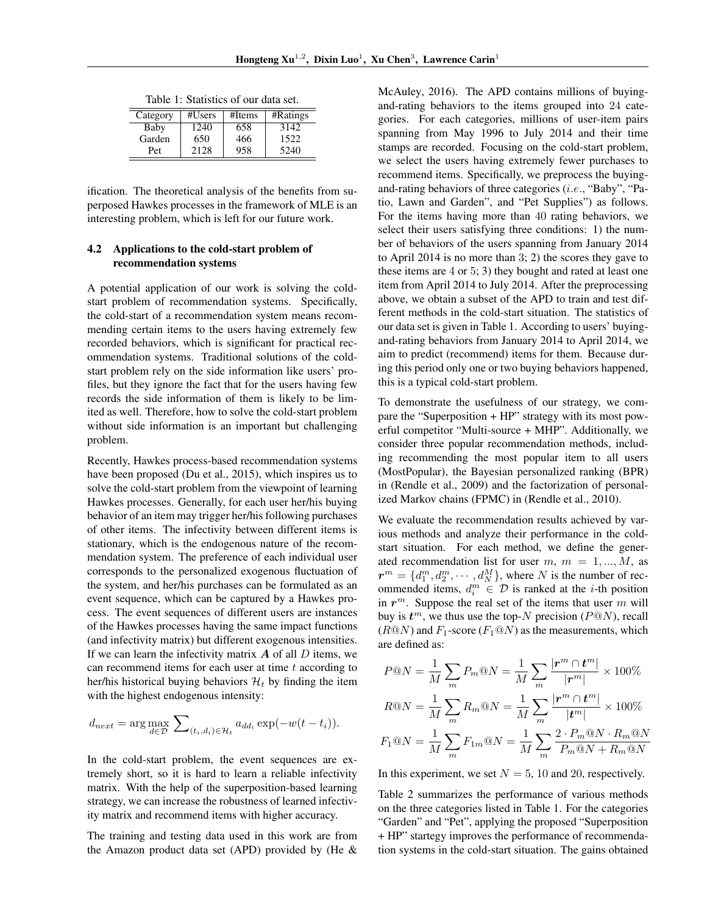Table 1: Statistics of our data set.

| Category | #Users | #Items | #Ratings |
|---|---|---|---|
| Baby | 1240 | 658 | 3142 |
| Garden | 650 | 466 | 1522 |
| Pet | 2128 | 958 | 5240 |

ification. The theoretical analysis of the benefits from superposed Hawkes processes in the framework of MLE is an interesting problem, which is left for our future work.

### 4.2 Applications to the cold-start problem of recommendation systems

A potential application of our work is solving the cold-start problem of recommendation systems. Specifically, the cold-start of a recommendation system means recommending certain items to the users having extremely few recorded behaviors, which is significant for practical recommendation systems. Traditional solutions of the cold-start problem rely on the side information like users' profiles, but they ignore the fact that for the users having few records the side information of them is likely to be limited as well. Therefore, how to solve the cold-start problem without side information is an important but challenging problem.

Recently, Hawkes process-based recommendation systems have been proposed (Du et al., 2015), which inspires us to solve the cold-start problem from the viewpoint of learning Hawkes processes. Generally, for each user her/his buying behavior of an item may trigger her/his following purchases of other items. The infectivity between different items is stationary, which is the endogenous nature of the recommendation system. The preference of each individual user corresponds to the personalized exogenous fluctuation of the system, and her/his purchases can be formulated as an event sequence, which can be captured by a Hawkes process. The event sequences of different users are instances of the Hawkes processes having the same impact functions (and infectivity matrix) but different exogenous intensities. If we can learn the infectivity matrix $\boldsymbol{A}$ of all $D$ items, we can recommend items for each user at time $t$ according to her/his historical buying behaviors $\mathcal{H}_t$ by finding the item with the highest endogenous intensity:

$$d_{next} = \arg\max_{d\in\mathcal{D}} \sum\nolimits_{(t_i,d_i)\in\mathcal{H}_t} a_{dd_i}\exp(-w(t-t_i)).$$

In the cold-start problem, the event sequences are extremely short, so it is hard to learn a reliable infectivity matrix. With the help of the superposition-based learning strategy, we can increase the robustness of learned infectivity matrix and recommend items with higher accuracy.

The training and testing data used in this work are from the Amazon product data set (APD) provided by (He & McAuley, 2016). The APD contains millions of buying-and-rating behaviors to the items grouped into 24 categories. For each categories, millions of user-item pairs spanning from May 1996 to July 2014 and their time stamps are recorded. Focusing on the cold-start problem, we select the users having extremely fewer purchases to recommend items. Specifically, we preprocess the buying-and-rating behaviors of three categories (*i.e.*, "Baby", "Patio, Lawn and Garden", and "Pet Supplies") as follows. For the items having more than 40 rating behaviors, we select their users satisfying three conditions: 1) the number of behaviors of the users spanning from January 2014 to April 2014 is no more than 3; 2) the scores they gave to these items are 4 or 5; 3) they bought and rated at least one item from April 2014 to July 2014. After the preprocessing above, we obtain a subset of the APD to train and test different methods in the cold-start situation. The statistics of our data set is given in Table 1. According to users' buying-and-rating behaviors from January 2014 to April 2014, we aim to predict (recommend) items for them. Because during this period only one or two buying behaviors happened, this is a typical cold-start problem.

To demonstrate the usefulness of our strategy, we compare the "Superposition + HP" strategy with its most powerful competitor "Multi-source + MHP". Additionally, we consider three popular recommendation methods, including recommending the most popular item to all users (MostPopular), the Bayesian personalized ranking (BPR) in (Rendle et al., 2009) and the factorization of personalized Markov chains (FPMC) in (Rendle et al., 2010).

We evaluate the recommendation results achieved by various methods and analyze their performance in the cold-start situation. For each method, we define the generated recommendation list for user $m$, $m = 1, ..., M$, as $\boldsymbol{r}^m = \{d_1^m, d_2^m, \cdots, d_N^M\}$, where $N$ is the number of recommended items, $d_i^m \in \mathcal{D}$ is ranked at the $i$-th position in $\boldsymbol{r}^m$. Suppose the real set of the items that user $m$ will buy is $\boldsymbol{t}^m$, we thus use the top-$N$ precision ($P@N$), recall ($R@N$) and $F_1$-score ($F_1@N$) as the measurements, which are defined as:

$$P@N = \frac{1}{M}\sum_m P_m@N = \frac{1}{M}\sum_m \frac{|\boldsymbol{r}^m \cap \boldsymbol{t}^m|}{|\boldsymbol{r}^m|} \times 100\%$$

$$R@N = \frac{1}{M}\sum_m R_m@N = \frac{1}{M}\sum_m \frac{|\boldsymbol{r}^m \cap \boldsymbol{t}^m|}{|\boldsymbol{t}^m|} \times 100\%$$

$$F_1@N = \frac{1}{M}\sum_m F_{1m}@N = \frac{1}{M}\sum_m \frac{2\cdot P_m@N\cdot R_m@N}{P_m@N + R_m@N}$$

In this experiment, we set $N = 5$, 10 and 20, respectively.

Table 2 summarizes the performance of various methods on the three categories listed in Table 1. For the categories "Garden" and "Pet", applying the proposed "Superposition + HP" startegy improves the performance of recommendation systems in the cold-start situation. The gains obtained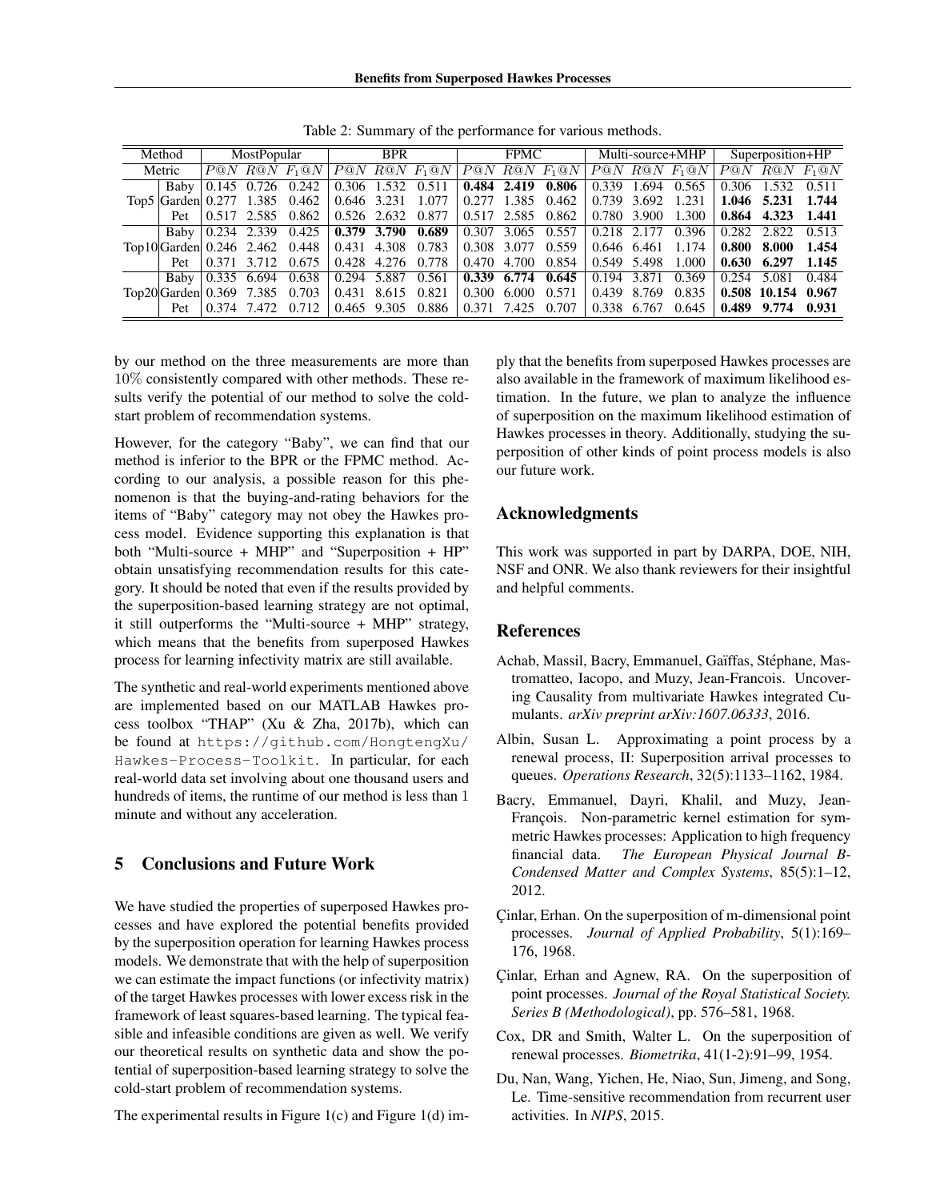Table 2: Summary of the performance for various methods.

| Method | | MostPopular | | | BPR | | | FPMC | | | Multi-source+MHP | | | Superposition+HP | | |
|---|---|---|---|---|---|---|---|---|---|---|---|---|---|---|---|---|
| Metric | | $P@N$ | $R@N$ | $F_1@N$ | $P@N$ | $R@N$ | $F_1@N$ | $P@N$ | $R@N$ | $F_1@N$ | $P@N$ | $R@N$ | $F_1@N$ | $P@N$ | $R@N$ | $F_1@N$ |
| Top5 | Baby | 0.145 | 0.726 | 0.242 | 0.306 | 1.532 | 0.511 | **0.484** | **2.419** | **0.806** | 0.339 | 1.694 | 0.565 | 0.306 | 1.532 | 0.511 |
| | Garden | 0.277 | 1.385 | 0.462 | 0.646 | 3.231 | 1.077 | 0.277 | 1.385 | 0.462 | 0.739 | 3.692 | 1.231 | **1.046** | **5.231** | **1.744** |
| | Pet | 0.517 | 2.585 | 0.862 | 0.526 | 2.632 | 0.877 | 0.517 | 2.585 | 0.862 | 0.780 | 3.900 | 1.300 | **0.864** | **4.323** | **1.441** |
| Top10 | Baby | 0.234 | 2.339 | 0.425 | **0.379** | **3.790** | **0.689** | 0.307 | 3.065 | 0.557 | 0.218 | 2.177 | 0.396 | 0.282 | 2.822 | 0.513 |
| | Garden | 0.246 | 2.462 | 0.448 | 0.431 | 4.308 | 0.783 | 0.308 | 3.077 | 0.559 | 0.646 | 6.461 | 1.174 | **0.800** | **8.000** | **1.454** |
| | Pet | 0.371 | 3.712 | 0.675 | 0.428 | 4.276 | 0.778 | 0.470 | 4.700 | 0.854 | 0.549 | 5.498 | 1.000 | **0.630** | **6.297** | **1.145** |
| Top20 | Baby | 0.335 | 6.694 | 0.638 | 0.294 | 5.887 | 0.561 | **0.339** | **6.774** | **0.645** | 0.194 | 3.871 | 0.369 | 0.254 | 5.081 | 0.484 |
| | Garden | 0.369 | 7.385 | 0.703 | 0.431 | 8.615 | 0.821 | 0.300 | 6.000 | 0.571 | 0.439 | 8.769 | 0.835 | **0.508** | **10.154** | **0.967** |
| | Pet | 0.374 | 7.472 | 0.712 | 0.465 | 9.305 | 0.886 | 0.371 | 7.425 | 0.707 | 0.338 | 6.767 | 0.645 | **0.489** | **9.774** | **0.931** |

by our method on the three measurements are more than $10\%$ consistently compared with other methods. These results verify the potential of our method to solve the cold-start problem of recommendation systems.

However, for the category "Baby", we can find that our method is inferior to the BPR or the FPMC method. According to our analysis, a possible reason for this phenomenon is that the buying-and-rating behaviors for the items of "Baby" category may not obey the Hawkes process model. Evidence supporting this explanation is that both "Multi-source + MHP" and "Superposition + HP" obtain unsatisfying recommendation results for this category. It should be noted that even if the results provided by the superposition-based learning strategy are not optimal, it still outperforms the "Multi-source + MHP" strategy, which means that the benefits from superposed Hawkes process for learning infectivity matrix are still available.

The synthetic and real-world experiments mentioned above are implemented based on our MATLAB Hawkes process toolbox "THAP" (Xu & Zha, 2017b), which can be found at https://github.com/HongtengXu/Hawkes-Process-Toolkit. In particular, for each real-world data set involving about one thousand users and hundreds of items, the runtime of our method is less than 1 minute and without any acceleration.

## 5 Conclusions and Future Work

We have studied the properties of superposed Hawkes processes and have explored the potential benefits provided by the superposition operation for learning Hawkes process models. We demonstrate that with the help of superposition we can estimate the impact functions (or infectivity matrix) of the target Hawkes processes with lower excess risk in the framework of least squares-based learning. The typical feasible and infeasible conditions are given as well. We verify our theoretical results on synthetic data and show the potential of superposition-based learning strategy to solve the cold-start problem of recommendation systems.

The experimental results in Figure 1(c) and Figure 1(d) imply that the benefits from superposed Hawkes processes are also available in the framework of maximum likelihood estimation. In the future, we plan to analyze the influence of superposition on the maximum likelihood estimation of Hawkes processes in theory. Additionally, studying the superposition of other kinds of point process models is also our future work.

## Acknowledgments

This work was supported in part by DARPA, DOE, NIH, NSF and ONR. We also thank reviewers for their insightful and helpful comments.

## References

Achab, Massil, Bacry, Emmanuel, Gaïffas, Stéphane, Mastromatteo, Iacopo, and Muzy, Jean-Francois. Uncovering Causality from multivariate Hawkes integrated Cumulants. *arXiv preprint arXiv:1607.06333*, 2016.

Albin, Susan L. Approximating a point process by a renewal process, II: Superposition arrival processes to queues. *Operations Research*, 32(5):1133–1162, 1984.

Bacry, Emmanuel, Dayri, Khalil, and Muzy, Jean-François. Non-parametric kernel estimation for symmetric Hawkes processes: Application to high frequency financial data. *The European Physical Journal B-Condensed Matter and Complex Systems*, 85(5):1–12, 2012.

Çinlar, Erhan. On the superposition of m-dimensional point processes. *Journal of Applied Probability*, 5(1):169–176, 1968.

Çinlar, Erhan and Agnew, RA. On the superposition of point processes. *Journal of the Royal Statistical Society. Series B (Methodological)*, pp. 576–581, 1968.

Cox, DR and Smith, Walter L. On the superposition of renewal processes. *Biometrika*, 41(1-2):91–99, 1954.

Du, Nan, Wang, Yichen, He, Niao, Sun, Jimeng, and Song, Le. Time-sensitive recommendation from recurrent user activities. In *NIPS*, 2015.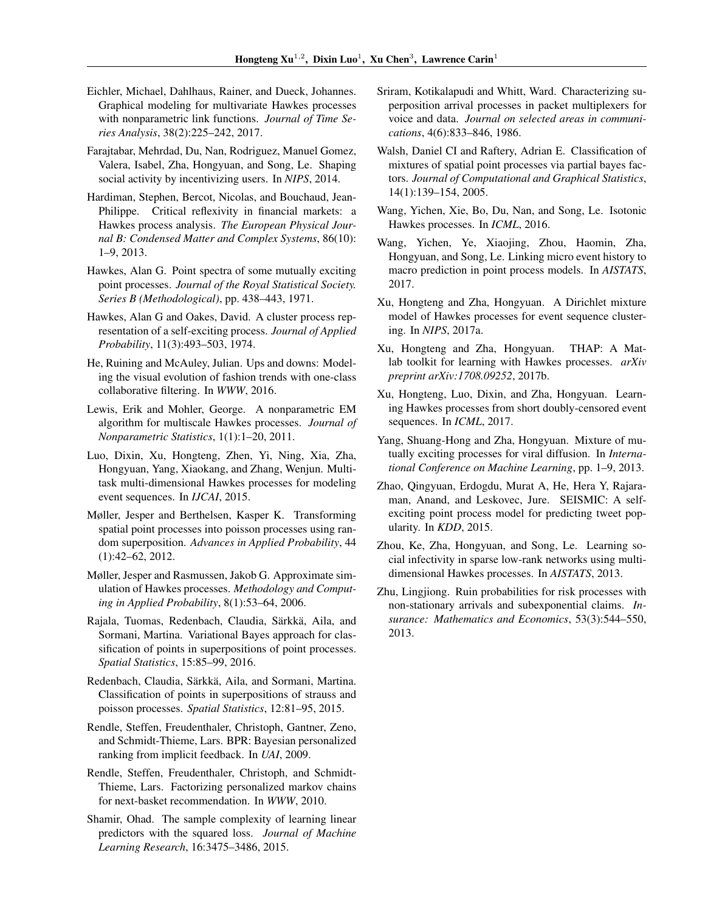Eichler, Michael, Dahlhaus, Rainer, and Dueck, Johannes. Graphical modeling for multivariate Hawkes processes with nonparametric link functions. *Journal of Time Series Analysis*, 38(2):225–242, 2017.

Farajtabar, Mehrdad, Du, Nan, Rodriguez, Manuel Gomez, Valera, Isabel, Zha, Hongyuan, and Song, Le. Shaping social activity by incentivizing users. In *NIPS*, 2014.

Hardiman, Stephen, Bercot, Nicolas, and Bouchaud, Jean-Philippe. Critical reflexivity in financial markets: a Hawkes process analysis. *The European Physical Journal B: Condensed Matter and Complex Systems*, 86(10): 1–9, 2013.

Hawkes, Alan G. Point spectra of some mutually exciting point processes. *Journal of the Royal Statistical Society. Series B (Methodological)*, pp. 438–443, 1971.

Hawkes, Alan G and Oakes, David. A cluster process representation of a self-exciting process. *Journal of Applied Probability*, 11(3):493–503, 1974.

He, Ruining and McAuley, Julian. Ups and downs: Modeling the visual evolution of fashion trends with one-class collaborative filtering. In *WWW*, 2016.

Lewis, Erik and Mohler, George. A nonparametric EM algorithm for multiscale Hawkes processes. *Journal of Nonparametric Statistics*, 1(1):1–20, 2011.

Luo, Dixin, Xu, Hongteng, Zhen, Yi, Ning, Xia, Zha, Hongyuan, Yang, Xiaokang, and Zhang, Wenjun. Multi-task multi-dimensional Hawkes processes for modeling event sequences. In *IJCAI*, 2015.

Møller, Jesper and Berthelsen, Kasper K. Transforming spatial point processes into poisson processes using random superposition. *Advances in Applied Probability*, 44 (1):42–62, 2012.

Møller, Jesper and Rasmussen, Jakob G. Approximate simulation of Hawkes processes. *Methodology and Computing in Applied Probability*, 8(1):53–64, 2006.

Rajala, Tuomas, Redenbach, Claudia, Särkkä, Aila, and Sormani, Martina. Variational Bayes approach for classification of points in superpositions of point processes. *Spatial Statistics*, 15:85–99, 2016.

Redenbach, Claudia, Särkkä, Aila, and Sormani, Martina. Classification of points in superpositions of strauss and poisson processes. *Spatial Statistics*, 12:81–95, 2015.

Rendle, Steffen, Freudenthaler, Christoph, Gantner, Zeno, and Schmidt-Thieme, Lars. BPR: Bayesian personalized ranking from implicit feedback. In *UAI*, 2009.

Rendle, Steffen, Freudenthaler, Christoph, and Schmidt-Thieme, Lars. Factorizing personalized markov chains for next-basket recommendation. In *WWW*, 2010.

Shamir, Ohad. The sample complexity of learning linear predictors with the squared loss. *Journal of Machine Learning Research*, 16:3475–3486, 2015.

Sriram, Kotikalapudi and Whitt, Ward. Characterizing superposition arrival processes in packet multiplexers for voice and data. *Journal on selected areas in communications*, 4(6):833–846, 1986.

Walsh, Daniel CI and Raftery, Adrian E. Classification of mixtures of spatial point processes via partial bayes factors. *Journal of Computational and Graphical Statistics*, 14(1):139–154, 2005.

Wang, Yichen, Xie, Bo, Du, Nan, and Song, Le. Isotonic Hawkes processes. In *ICML*, 2016.

Wang, Yichen, Ye, Xiaojing, Zhou, Haomin, Zha, Hongyuan, and Song, Le. Linking micro event history to macro prediction in point process models. In *AISTATS*, 2017.

Xu, Hongteng and Zha, Hongyuan. A Dirichlet mixture model of Hawkes processes for event sequence clustering. In *NIPS*, 2017a.

Xu, Hongteng and Zha, Hongyuan. THAP: A Matlab toolkit for learning with Hawkes processes. *arXiv preprint arXiv:1708.09252*, 2017b.

Xu, Hongteng, Luo, Dixin, and Zha, Hongyuan. Learning Hawkes processes from short doubly-censored event sequences. In *ICML*, 2017.

Yang, Shuang-Hong and Zha, Hongyuan. Mixture of mutually exciting processes for viral diffusion. In *International Conference on Machine Learning*, pp. 1–9, 2013.

Zhao, Qingyuan, Erdogdu, Murat A, He, Hera Y, Rajaraman, Anand, and Leskovec, Jure. SEISMIC: A self-exciting point process model for predicting tweet popularity. In *KDD*, 2015.

Zhou, Ke, Zha, Hongyuan, and Song, Le. Learning social infectivity in sparse low-rank networks using multi-dimensional Hawkes processes. In *AISTATS*, 2013.

Zhu, Lingjiong. Ruin probabilities for risk processes with non-stationary arrivals and subexponential claims. *Insurance: Mathematics and Economics*, 53(3):544–550, 2013.